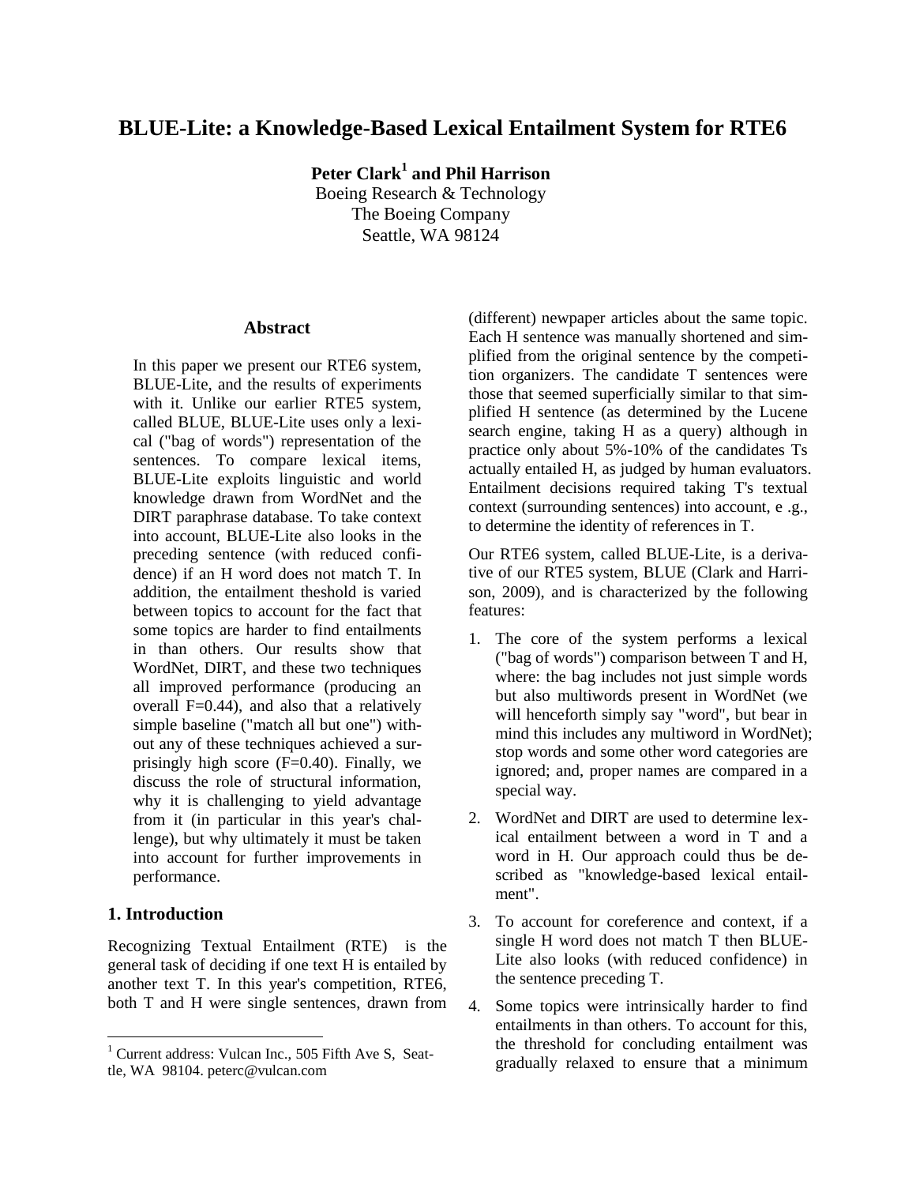# BLUE-Lite: a Knowledge-Based Lexical Entailment System for RTE6

**Peter Clark[1] and Phil Harrison**
Boeing Research & Technology
The Boeing Company
Seattle, WA 98124

### Abstract

In this paper we present our RTE6 system, BLUE-Lite, and the results of experiments with it. Unlike our earlier RTE5 system, called BLUE, BLUE-Lite uses only a lexical ("bag of words") representation of the sentences. To compare lexical items, BLUE-Lite exploits linguistic and world knowledge drawn from WordNet and the DIRT paraphrase database. To take context into account, BLUE-Lite also looks in the preceding sentence (with reduced confidence) if an H word does not match T. In addition, the entailment theshold is varied between topics to account for the fact that some topics are harder to find entailments in than others. Our results show that WordNet, DIRT, and these two techniques all improved performance (producing an overall F=0.44), and also that a relatively simple baseline ("match all but one") without any of these techniques achieved a surprisingly high score (F=0.40). Finally, we discuss the role of structural information, why it is challenging to yield advantage from it (in particular in this year's challenge), but why ultimately it must be taken into account for further improvements in performance.

## 1. Introduction

Recognizing Textual Entailment (RTE) is the general task of deciding if one text H is entailed by another text T. In this year's competition, RTE6, both T and H were single sentences, drawn from (different) newpaper articles about the same topic. Each H sentence was manually shortened and simplified from the original sentence by the competition organizers. The candidate T sentences were those that seemed superficially similar to that simplified H sentence (as determined by the Lucene search engine, taking H as a query) although in practice only about 5%-10% of the candidates Ts actually entailed H, as judged by human evaluators. Entailment decisions required taking T's textual context (surrounding sentences) into account, e .g., to determine the identity of references in T.

Our RTE6 system, called BLUE-Lite, is a derivative of our RTE5 system, BLUE (Clark and Harrison, 2009), and is characterized by the following features:

1. The core of the system performs a lexical ("bag of words") comparison between T and H, where: the bag includes not just simple words but also multiwords present in WordNet (we will henceforth simply say "word", but bear in mind this includes any multiword in WordNet); stop words and some other word categories are ignored; and, proper names are compared in a special way.
2. WordNet and DIRT are used to determine lexical entailment between a word in T and a word in H. Our approach could thus be described as "knowledge-based lexical entailment".
3. To account for coreference and context, if a single H word does not match T then BLUE-Lite also looks (with reduced confidence) in the sentence preceding T.
4. Some topics were intrinsically harder to find entailments in than others. To account for this, the threshold for concluding entailment was gradually relaxed to ensure that a minimum

[1] Current address: Vulcan Inc., 505 Fifth Ave S, Seattle, WA 98104. peterc@vulcan.com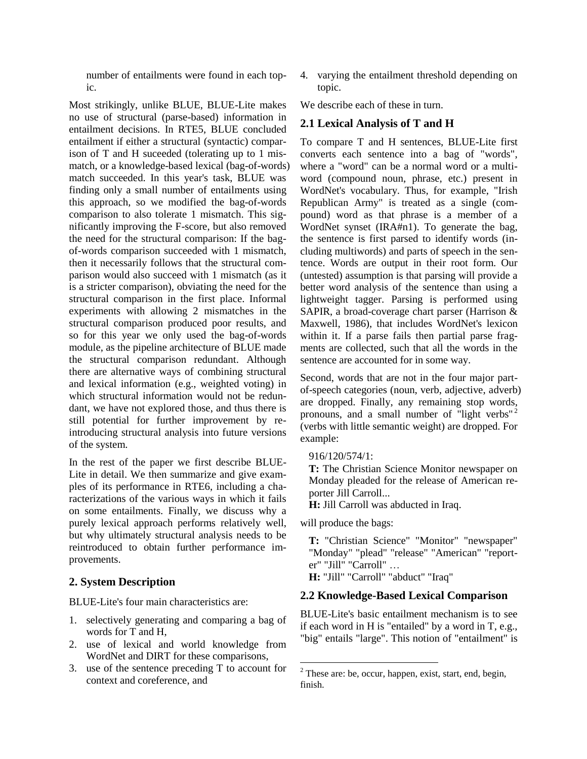number of entailments were found in each topic.

Most strikingly, unlike BLUE, BLUE-Lite makes no use of structural (parse-based) information in entailment decisions. In RTE5, BLUE concluded entailment if either a structural (syntactic) comparison of T and H suceeded (tolerating up to 1 mismatch, or a knowledge-based lexical (bag-of-words) match succeeded. In this year's task, BLUE was finding only a small number of entailments using this approach, so we modified the bag-of-words comparison to also tolerate 1 mismatch. This significantly improving the F-score, but also removed the need for the structural comparison: If the bag-of-words comparison succeeded with 1 mismatch, then it necessarily follows that the structural comparison would also succeed with 1 mismatch (as it is a stricter comparison), obviating the need for the structural comparison in the first place. Informal experiments with allowing 2 mismatches in the structural comparison produced poor results, and so for this year we only used the bag-of-words module, as the pipeline architecture of BLUE made the structural comparison redundant. Although there are alternative ways of combining structural and lexical information (e.g., weighted voting) in which structural information would not be redundant, we have not explored those, and thus there is still potential for further improvement by reintroducing structural analysis into future versions of the system.

In the rest of the paper we first describe BLUE-Lite in detail. We then summarize and give examples of its performance in RTE6, including a characterizations of the various ways in which it fails on some entailments. Finally, we discuss why a purely lexical approach performs relatively well, but why ultimately structural analysis needs to be reintroduced to obtain further performance improvements.

## 2. System Description

BLUE-Lite's four main characteristics are:

1. selectively generating and comparing a bag of words for T and H,
2. use of lexical and world knowledge from WordNet and DIRT for these comparisons,
3. use of the sentence preceding T to account for context and coreference, and
4. varying the entailment threshold depending on topic.

We describe each of these in turn.

### 2.1 Lexical Analysis of T and H

To compare T and H sentences, BLUE-Lite first converts each sentence into a bag of "words", where a "word" can be a normal word or a multiword (compound noun, phrase, etc.) present in WordNet's vocabulary. Thus, for example, "Irish Republican Army" is treated as a single (compound) word as that phrase is a member of a WordNet synset (IRA#n1). To generate the bag, the sentence is first parsed to identify words (including multiwords) and parts of speech in the sentence. Words are output in their root form. Our (untested) assumption is that parsing will provide a better word analysis of the sentence than using a lightweight tagger. Parsing is performed using SAPIR, a broad-coverage chart parser (Harrison & Maxwell, 1986), that includes WordNet's lexicon within it. If a parse fails then partial parse fragments are collected, such that all the words in the sentence are accounted for in some way.

Second, words that are not in the four major part-of-speech categories (noun, verb, adjective, adverb) are dropped. Finally, any remaining stop words, pronouns, and a small number of "light verbs"[2] (verbs with little semantic weight) are dropped. For example:

> 916/120/574/1:
> **T:** The Christian Science Monitor newspaper on Monday pleaded for the release of American reporter Jill Carroll...
> **H:** Jill Carroll was abducted in Iraq.

will produce the bags:

> **T:** "Christian Science" "Monitor" "newspaper" "Monday" "plead" "release" "American" "reporter" "Jill" "Carroll" …
> **H:** "Jill" "Carroll" "abduct" "Iraq"

### 2.2 Knowledge-Based Lexical Comparison

BLUE-Lite's basic entailment mechanism is to see if each word in H is "entailed" by a word in T, e.g., "big" entails "large". This notion of "entailment" is

[2] These are: be, occur, happen, exist, start, end, begin, finish.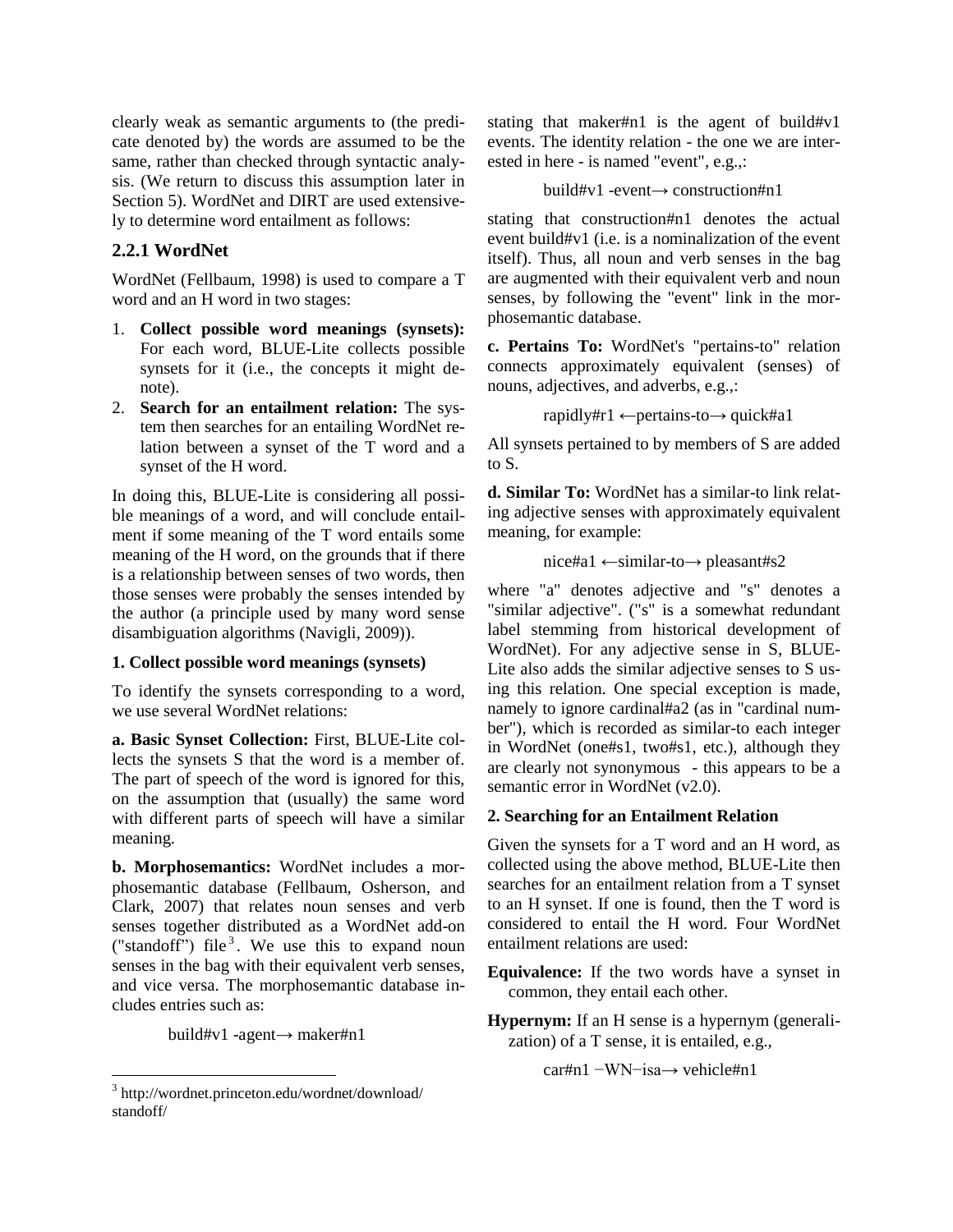clearly weak as semantic arguments to (the predicate denoted by) the words are assumed to be the same, rather than checked through syntactic analysis. (We return to discuss this assumption later in Section 5). WordNet and DIRT are used extensively to determine word entailment as follows:

### 2.2.1 WordNet

WordNet (Fellbaum, 1998) is used to compare a T word and an H word in two stages:

1. **Collect possible word meanings (synsets):** For each word, BLUE-Lite collects possible synsets for it (i.e., the concepts it might denote).
2. **Search for an entailment relation:** The system then searches for an entailing WordNet relation between a synset of the T word and a synset of the H word.

In doing this, BLUE-Lite is considering all possible meanings of a word, and will conclude entailment if some meaning of the T word entails some meaning of the H word, on the grounds that if there is a relationship between senses of two words, then those senses were probably the senses intended by the author (a principle used by many word sense disambiguation algorithms (Navigli, 2009)).

**1. Collect possible word meanings (synsets)**

To identify the synsets corresponding to a word, we use several WordNet relations:

**a. Basic Synset Collection:** First, BLUE-Lite collects the synsets S that the word is a member of. The part of speech of the word is ignored for this, on the assumption that (usually) the same word with different parts of speech will have a similar meaning.

**b. Morphosemantics:** WordNet includes a morphosemantic database (Fellbaum, Osherson, and Clark, 2007) that relates noun senses and verb senses together distributed as a WordNet add-on ("standoff") file[3]. We use this to expand noun senses in the bag with their equivalent verb senses, and vice versa. The morphosemantic database includes entries such as:

build#v1 -agent→ maker#n1

stating that maker#n1 is the agent of build#v1 events. The identity relation - the one we are interested in here - is named "event", e.g.,:

build#v1 -event→ construction#n1

stating that construction#n1 denotes the actual event build#v1 (i.e. is a nominalization of the event itself). Thus, all noun and verb senses in the bag are augmented with their equivalent verb and noun senses, by following the "event" link in the morphosemantic database.

**c. Pertains To:** WordNet's "pertains-to" relation connects approximately equivalent (senses) of nouns, adjectives, and adverbs, e.g.,:

rapidly#r1 ←pertains-to→ quick#a1

All synsets pertained to by members of S are added to S.

**d. Similar To:** WordNet has a similar-to link relating adjective senses with approximately equivalent meaning, for example:

nice#a1 ←similar-to→ pleasant#s2

where "a" denotes adjective and "s" denotes a "similar adjective". ("s" is a somewhat redundant label stemming from historical development of WordNet). For any adjective sense in S, BLUE-Lite also adds the similar adjective senses to S using this relation. One special exception is made, namely to ignore cardinal#a2 (as in "cardinal number"), which is recorded as similar-to each integer in WordNet (one#s1, two#s1, etc.), although they are clearly not synonymous - this appears to be a semantic error in WordNet (v2.0).

**2. Searching for an Entailment Relation**

Given the synsets for a T word and an H word, as collected using the above method, BLUE-Lite then searches for an entailment relation from a T synset to an H synset. If one is found, then the T word is considered to entail the H word. Four WordNet entailment relations are used:

**Equivalence:** If the two words have a synset in common, they entail each other.

**Hypernym:** If an H sense is a hypernym (generalization) of a T sense, it is entailed, e.g.,

car#n1 −WN−isa→ vehicle#n1

[3] http://wordnet.princeton.edu/wordnet/download/standoff/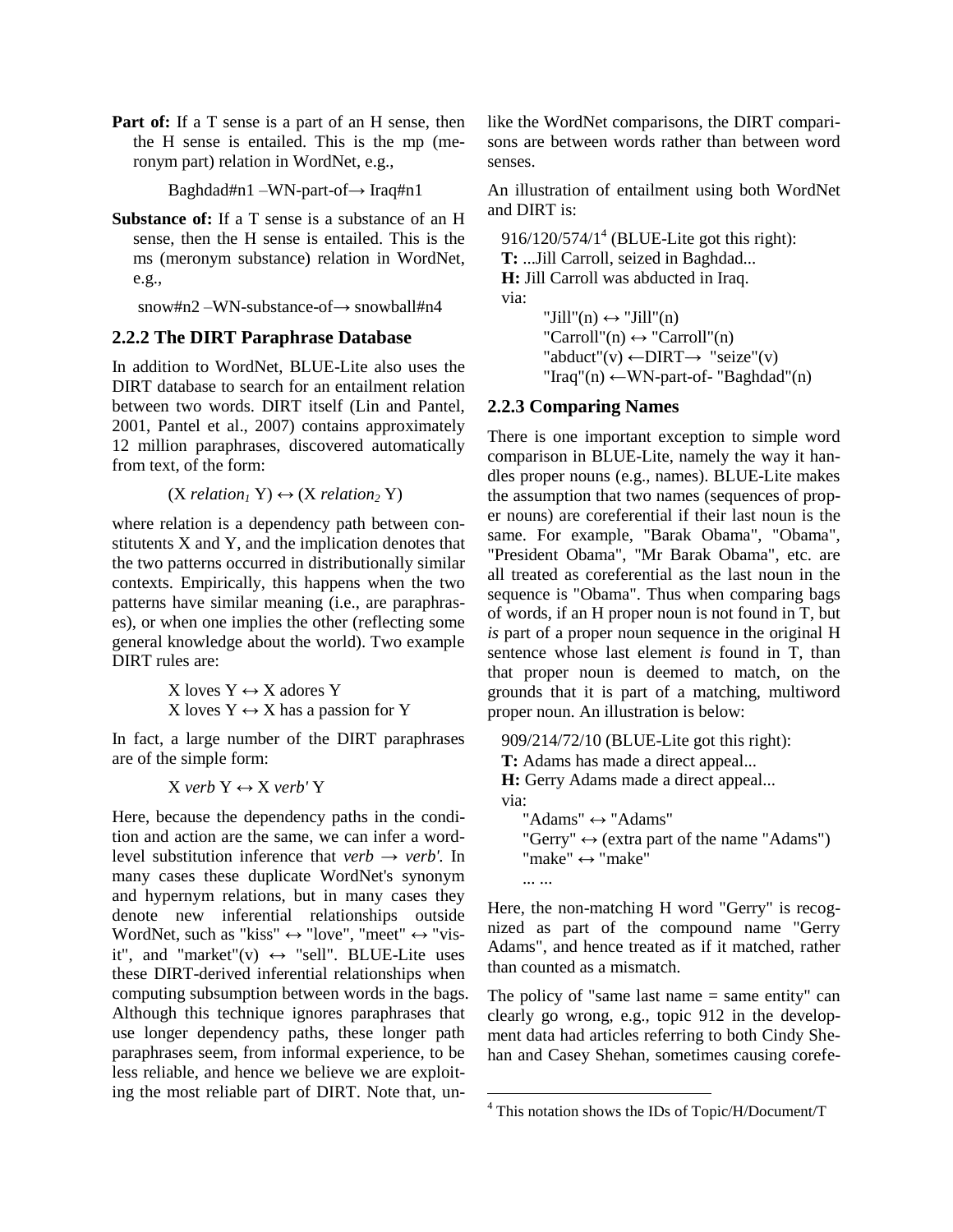**Part of:** If a T sense is a part of an H sense, then the H sense is entailed. This is the mp (meronym part) relation in WordNet, e.g.,

Baghdad#n1 –WN-part-of→ Iraq#n1

**Substance of:** If a T sense is a substance of an H sense, then the H sense is entailed. This is the ms (meronym substance) relation in WordNet, e.g.,

snow#n2 –WN-substance-of→ snowball#n4

### 2.2.2 The DIRT Paraphrase Database

In addition to WordNet, BLUE-Lite also uses the DIRT database to search for an entailment relation between two words. DIRT itself (Lin and Pantel, 2001, Pantel et al., 2007) contains approximately 12 million paraphrases, discovered automatically from text, of the form:

$$(X\ relation_1\ Y) \leftrightarrow (X\ relation_2\ Y)$$

where relation is a dependency path between constitutents X and Y, and the implication denotes that the two patterns occurred in distributionally similar contexts. Empirically, this happens when the two patterns have similar meaning (i.e., are paraphrases), or when one implies the other (reflecting some general knowledge about the world). Two example DIRT rules are:

X loves Y ↔ X adores Y
X loves Y ↔ X has a passion for Y

In fact, a large number of the DIRT paraphrases are of the simple form:

X *verb* Y ↔ X *verb'* Y

Here, because the dependency paths in the condition and action are the same, we can infer a word-level substitution inference that *verb* → *verb'*. In many cases these duplicate WordNet's synonym and hypernym relations, but in many cases they denote new inferential relationships outside WordNet, such as "kiss" ↔ "love", "meet" ↔ "visit", and "market"(v) ↔ "sell". BLUE-Lite uses these DIRT-derived inferential relationships when computing subsumption between words in the bags. Although this technique ignores paraphrases that use longer dependency paths, these longer path paraphrases seem, from informal experience, to be less reliable, and hence we believe we are exploiting the most reliable part of DIRT. Note that, unlike the WordNet comparisons, the DIRT comparisons are between words rather than between word senses.

An illustration of entailment using both WordNet and DIRT is:

916/120/574/1[4] (BLUE-Lite got this right):
**T:** ...Jill Carroll, seized in Baghdad...
**H:** Jill Carroll was abducted in Iraq.
via:
"Jill"(n) ↔ "Jill"(n)
"Carroll"(n) ↔ "Carroll"(n)
"abduct"(v) ←DIRT→ "seize"(v)
"Iraq"(n) ←WN-part-of- "Baghdad"(n)

### 2.2.3 Comparing Names

There is one important exception to simple word comparison in BLUE-Lite, namely the way it handles proper nouns (e.g., names). BLUE-Lite makes the assumption that two names (sequences of proper nouns) are coreferential if their last noun is the same. For example, "Barak Obama", "Obama", "President Obama", "Mr Barak Obama", etc. are all treated as coreferential as the last noun in the sequence is "Obama". Thus when comparing bags of words, if an H proper noun is not found in T, but *is* part of a proper noun sequence in the original H sentence whose last element *is* found in T, than that proper noun is deemed to match, on the grounds that it is part of a matching, multiword proper noun. An illustration is below:

909/214/72/10 (BLUE-Lite got this right):
**T:** Adams has made a direct appeal...
**H:** Gerry Adams made a direct appeal...
via:
"Adams" ↔ "Adams"
"Gerry" ↔ (extra part of the name "Adams")
"make" ↔ "make"
... ...

Here, the non-matching H word "Gerry" is recognized as part of the compound name "Gerry Adams", and hence treated as if it matched, rather than counted as a mismatch.

The policy of "same last name = same entity" can clearly go wrong, e.g., topic 912 in the development data had articles referring to both Cindy Shehan and Casey Shehan, sometimes causing corefe-

[4] This notation shows the IDs of Topic/H/Document/T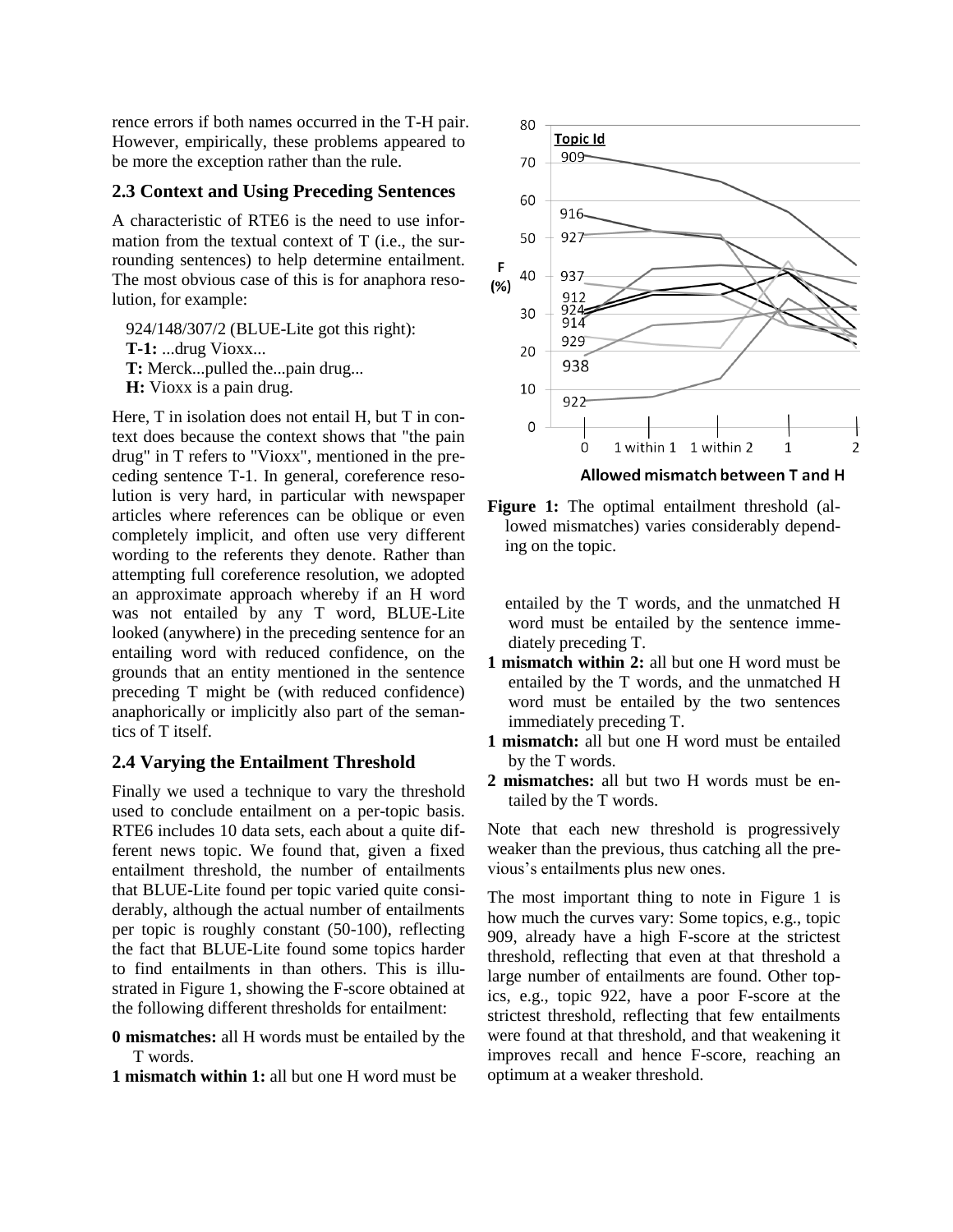rence errors if both names occurred in the T-H pair. However, empirically, these problems appeared to be more the exception rather than the rule.

### 2.3 Context and Using Preceding Sentences

A characteristic of RTE6 is the need to use information from the textual context of T (i.e., the surrounding sentences) to help determine entailment. The most obvious case of this is for anaphora resolution, for example:

924/148/307/2 (BLUE-Lite got this right):
**T-1:** ...drug Vioxx...
**T:** Merck...pulled the...pain drug...
**H:** Vioxx is a pain drug.

Here, T in isolation does not entail H, but T in context does because the context shows that "the pain drug" in T refers to "Vioxx", mentioned in the preceding sentence T-1. In general, coreference resolution is very hard, in particular with newspaper articles where references can be oblique or even completely implicit, and often use very different wording to the referents they denote. Rather than attempting full coreference resolution, we adopted an approximate approach whereby if an H word was not entailed by any T word, BLUE-Lite looked (anywhere) in the preceding sentence for an entailing word with reduced confidence, on the grounds that an entity mentioned in the sentence preceding T might be (with reduced confidence) anaphorically or implicitly also part of the semantics of T itself.

### 2.4 Varying the Entailment Threshold

Finally we used a technique to vary the threshold used to conclude entailment on a per-topic basis. RTE6 includes 10 data sets, each about a quite different news topic. We found that, given a fixed entailment threshold, the number of entailments that BLUE-Lite found per topic varied quite considerably, although the actual number of entailments per topic is roughly constant (50-100), reflecting the fact that BLUE-Lite found some topics harder to find entailments in than others. This is illustrated in Figure 1, showing the F-score obtained at the following different thresholds for entailment:

- **0 mismatches:** all H words must be entailed by the T words.
- **1 mismatch within 1:** all but one H word must be entailed by the T words, and the unmatched H word must be entailed by the sentence immediately preceding T.
- **1 mismatch within 2:** all but one H word must be entailed by the T words, and the unmatched H word must be entailed by the two sentences immediately preceding T.
- **1 mismatch:** all but one H word must be entailed by the T words.
- **2 mismatches:** all but two H words must be entailed by the T words.

**Figure 1:** The optimal entailment threshold (allowed mismatches) varies considerably depending on the topic.

Note that each new threshold is progressively weaker than the previous, thus catching all the previous's entailments plus new ones.

The most important thing to note in Figure 1 is how much the curves vary: Some topics, e.g., topic 909, already have a high F-score at the strictest threshold, reflecting that even at that threshold a large number of entailments are found. Other topics, e.g., topic 922, have a poor F-score at the strictest threshold, reflecting that few entailments were found at that threshold, and that weakening it improves recall and hence F-score, reaching an optimum at a weaker threshold.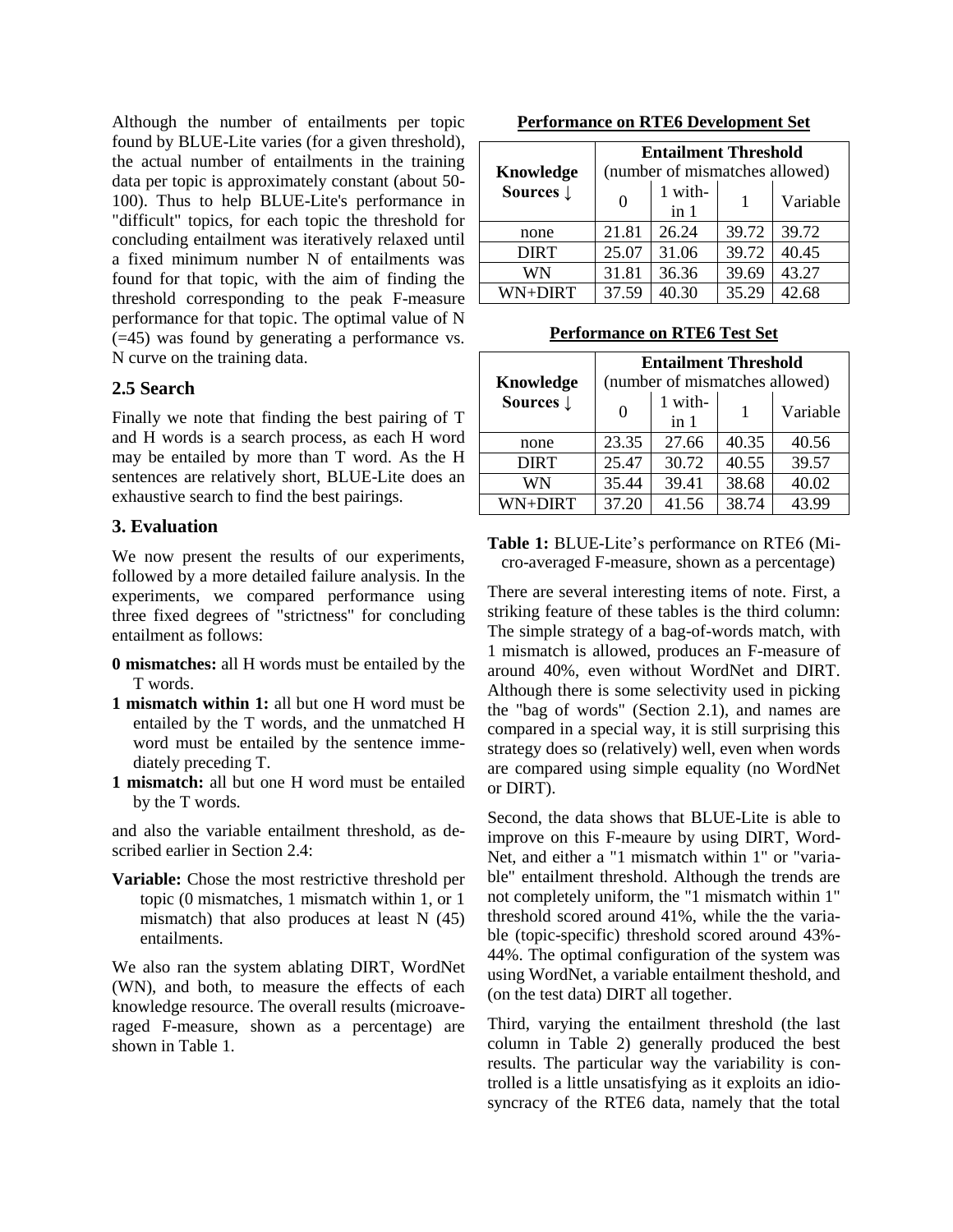Although the number of entailments per topic found by BLUE-Lite varies (for a given threshold), the actual number of entailments in the training data per topic is approximately constant (about 50-100). Thus to help BLUE-Lite's performance in "difficult" topics, for each topic the threshold for concluding entailment was iteratively relaxed until a fixed minimum number N of entailments was found for that topic, with the aim of finding the threshold corresponding to the peak F-measure performance for that topic. The optimal value of N (=45) was found by generating a performance vs. N curve on the training data.

## 2.5 Search

Finally we note that finding the best pairing of T and H words is a search process, as each H word may be entailed by more than T word. As the H sentences are relatively short, BLUE-Lite does an exhaustive search to find the best pairings.

## 3. Evaluation

We now present the results of our experiments, followed by a more detailed failure analysis. In the experiments, we compared performance using three fixed degrees of "strictness" for concluding entailment as follows:

- **0 mismatches:** all H words must be entailed by the T words.
- **1 mismatch within 1:** all but one H word must be entailed by the T words, and the unmatched H word must be entailed by the sentence immediately preceding T.
- **1 mismatch:** all but one H word must be entailed by the T words.

and also the variable entailment threshold, as described earlier in Section 2.4:

- **Variable:** Chose the most restrictive threshold per topic (0 mismatches, 1 mismatch within 1, or 1 mismatch) that also produces at least N (45) entailments.

We also ran the system ablating DIRT, WordNet (WN), and both, to measure the effects of each knowledge resource. The overall results (microaveraged F-measure, shown as a percentage) are shown in Table 1.

**Performance on RTE6 Development Set**

| Knowledge Sources ↓ | Entailment Threshold (number of mismatches allowed) | | | |
|---|---|---|---|---|
| | 0 | 1 within 1 | 1 | Variable |
| none | 21.81 | 26.24 | 39.72 | 39.72 |
| DIRT | 25.07 | 31.06 | 39.72 | 40.45 |
| WN | 31.81 | 36.36 | 39.69 | 43.27 |
| WN+DIRT | 37.59 | 40.30 | 35.29 | 42.68 |

**Performance on RTE6 Test Set**

| Knowledge Sources ↓ | Entailment Threshold (number of mismatches allowed) | | | |
|---|---|---|---|---|
| | 0 | 1 within 1 | 1 | Variable |
| none | 23.35 | 27.66 | 40.35 | 40.56 |
| DIRT | 25.47 | 30.72 | 40.55 | 39.57 |
| WN | 35.44 | 39.41 | 38.68 | 40.02 |
| WN+DIRT | 37.20 | 41.56 | 38.74 | 43.99 |

**Table 1:** BLUE-Lite's performance on RTE6 (Micro-averaged F-measure, shown as a percentage)

There are several interesting items of note. First, a striking feature of these tables is the third column: The simple strategy of a bag-of-words match, with 1 mismatch is allowed, produces an F-measure of around 40%, even without WordNet and DIRT. Although there is some selectivity used in picking the "bag of words" (Section 2.1), and names are compared in a special way, it is still surprising this strategy does so (relatively) well, even when words are compared using simple equality (no WordNet or DIRT).

Second, the data shows that BLUE-Lite is able to improve on this F-meaure by using DIRT, WordNet, and either a "1 mismatch within 1" or "variable" entailment threshold. Although the trends are not completely uniform, the "1 mismatch within 1" threshold scored around 41%, while the the variable (topic-specific) threshold scored around 43%-44%. The optimal configuration of the system was using WordNet, a variable entailment theshold, and (on the test data) DIRT all together.

Third, varying the entailment threshold (the last column in Table 2) generally produced the best results. The particular way the variability is controlled is a little unsatisfying as it exploits an idiosyncracy of the RTE6 data, namely that the total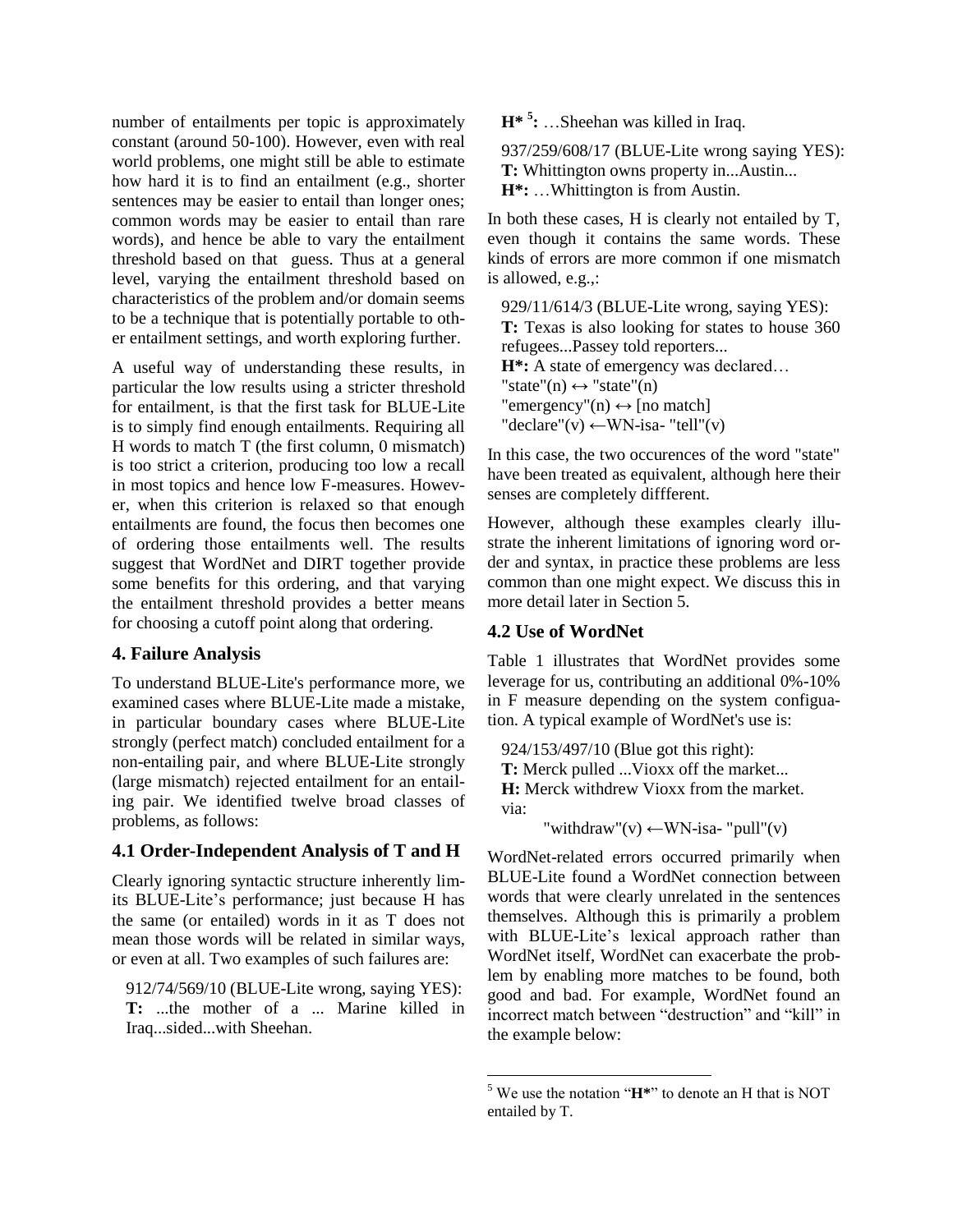number of entailments per topic is approximately constant (around 50-100). However, even with real world problems, one might still be able to estimate how hard it is to find an entailment (e.g., shorter sentences may be easier to entail than longer ones; common words may be easier to entail than rare words), and hence be able to vary the entailment threshold based on that guess. Thus at a general level, varying the entailment threshold based on characteristics of the problem and/or domain seems to be a technique that is potentially portable to other entailment settings, and worth exploring further.

A useful way of understanding these results, in particular the low results using a stricter threshold for entailment, is that the first task for BLUE-Lite is to simply find enough entailments. Requiring all H words to match T (the first column, 0 mismatch) is too strict a criterion, producing too low a recall in most topics and hence low F-measures. However, when this criterion is relaxed so that enough entailments are found, the focus then becomes one of ordering those entailments well. The results suggest that WordNet and DIRT together provide some benefits for this ordering, and that varying the entailment threshold provides a better means for choosing a cutoff point along that ordering.

## 4. Failure Analysis

To understand BLUE-Lite's performance more, we examined cases where BLUE-Lite made a mistake, in particular boundary cases where BLUE-Lite strongly (perfect match) concluded entailment for a non-entailing pair, and where BLUE-Lite strongly (large mismatch) rejected entailment for an entailing pair. We identified twelve broad classes of problems, as follows:

### 4.1 Order-Independent Analysis of T and H

Clearly ignoring syntactic structure inherently limits BLUE-Lite's performance; just because H has the same (or entailed) words in it as T does not mean those words will be related in similar ways, or even at all. Two examples of such failures are:

> 912/74/569/10 (BLUE-Lite wrong, saying YES):
> **T:** ...the mother of a ... Marine killed in Iraq...sided...with Sheehan.
> **H*** [5]**:** …Sheehan was killed in Iraq.

> 937/259/608/17 (BLUE-Lite wrong saying YES):
> **T:** Whittington owns property in...Austin...
> **H*:** …Whittington is from Austin.

In both these cases, H is clearly not entailed by T, even though it contains the same words. These kinds of errors are more common if one mismatch is allowed, e.g.,:

> 929/11/614/3 (BLUE-Lite wrong, saying YES):
> **T:** Texas is also looking for states to house 360 refugees...Passey told reporters...
> **H*:** A state of emergency was declared…
> "state"(n) ↔ "state"(n)
> "emergency"(n) ↔ [no match]
> "declare"(v) ←WN-isa- "tell"(v)

In this case, the two occurences of the word "state" have been treated as equivalent, although here their senses are completely diffferent.

However, although these examples clearly illustrate the inherent limitations of ignoring word order and syntax, in practice these problems are less common than one might expect. We discuss this in more detail later in Section 5.

### 4.2 Use of WordNet

Table 1 illustrates that WordNet provides some leverage for us, contributing an additional 0%-10% in F measure depending on the system configuation. A typical example of WordNet's use is:

> 924/153/497/10 (Blue got this right):
> **T:** Merck pulled ...Vioxx off the market...
> **H:** Merck withdrew Vioxx from the market.
> via:
> "withdraw"(v) ←WN-isa- "pull"(v)

WordNet-related errors occurred primarily when BLUE-Lite found a WordNet connection between words that were clearly unrelated in the sentences themselves. Although this is primarily a problem with BLUE-Lite's lexical approach rather than WordNet itself, WordNet can exacerbate the problem by enabling more matches to be found, both good and bad. For example, WordNet found an incorrect match between "destruction" and "kill" in the example below:

[5] We use the notation "**H***" to denote an H that is NOT entailed by T.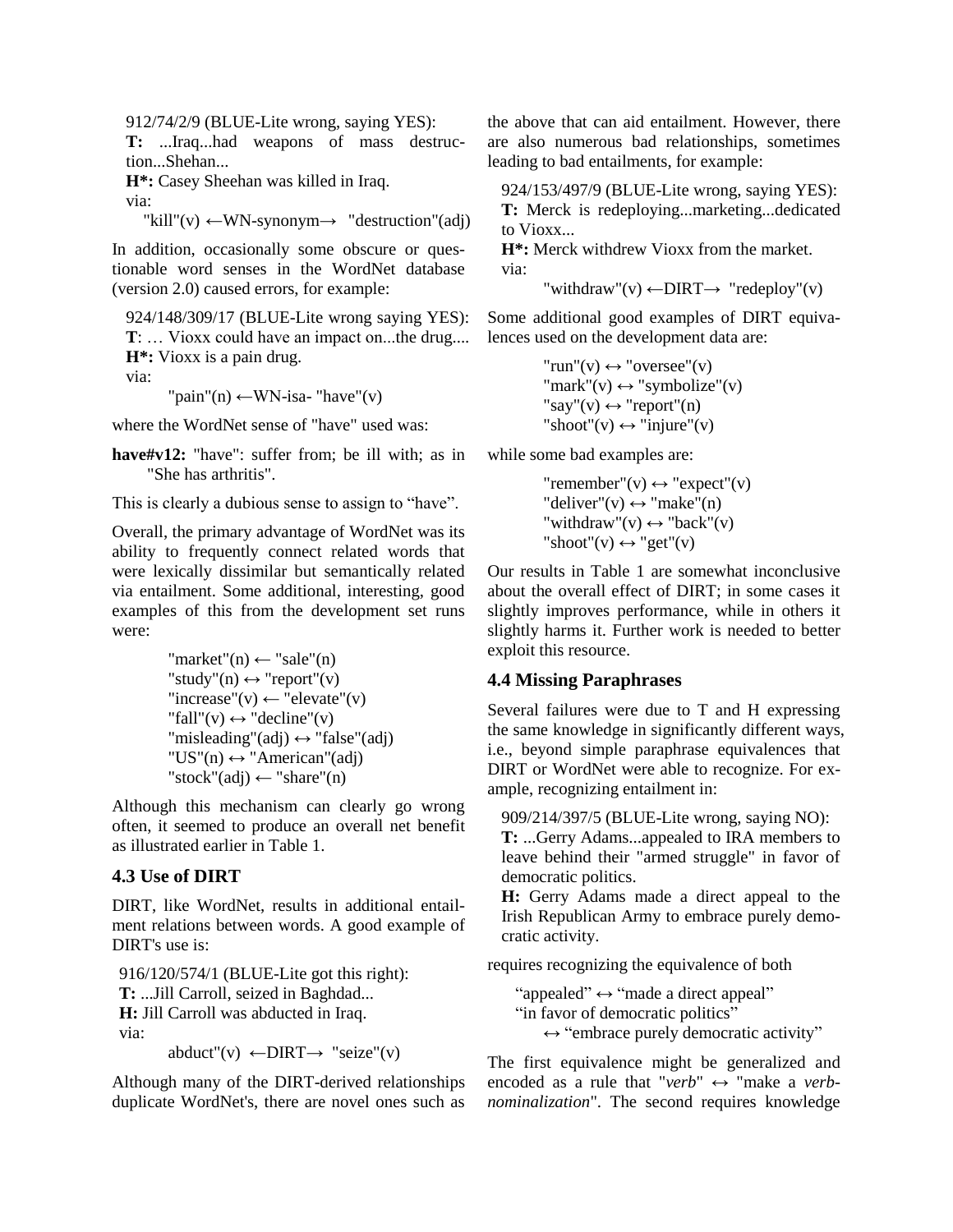912/74/2/9 (BLUE-Lite wrong, saying YES):
**T:** ...Iraq...had weapons of mass destruction...Shehan...
**H*:** Casey Sheehan was killed in Iraq.
via:
"kill"(v) ←WN-synonym→ "destruction"(adj)

In addition, occasionally some obscure or questionable word senses in the WordNet database (version 2.0) caused errors, for example:

924/148/309/17 (BLUE-Lite wrong saying YES):
**T**: … Vioxx could have an impact on...the drug....
**H*:** Vioxx is a pain drug.
via:
"pain"(n) ←WN-isa- "have"(v)

where the WordNet sense of "have" used was:

**have#v12:** "have": suffer from; be ill with; as in "She has arthritis".

This is clearly a dubious sense to assign to "have".

Overall, the primary advantage of WordNet was its ability to frequently connect related words that were lexically dissimilar but semantically related via entailment. Some additional, interesting, good examples of this from the development set runs were:

"market"(n) ← "sale"(n)
"study"(n) ↔ "report"(v)
"increase"(v) ← "elevate"(v)
"fall"(v) ↔ "decline"(v)
"misleading"(adj) ↔ "false"(adj)
"US"(n) ↔ "American"(adj)
"stock"(adj) ← "share"(n)

Although this mechanism can clearly go wrong often, it seemed to produce an overall net benefit as illustrated earlier in Table 1.

### 4.3 Use of DIRT

DIRT, like WordNet, results in additional entailment relations between words. A good example of DIRT's use is:

916/120/574/1 (BLUE-Lite got this right):
**T:** ...Jill Carroll, seized in Baghdad...
**H:** Jill Carroll was abducted in Iraq.
via:
abduct"(v) ←DIRT→ "seize"(v)

Although many of the DIRT-derived relationships duplicate WordNet's, there are novel ones such as the above that can aid entailment. However, there are also numerous bad relationships, sometimes leading to bad entailments, for example:

924/153/497/9 (BLUE-Lite wrong, saying YES):
**T:** Merck is redeploying...marketing...dedicated to Vioxx...
**H*:** Merck withdrew Vioxx from the market.
via:
"withdraw"(v) ←DIRT→ "redeploy"(v)

Some additional good examples of DIRT equivalences used on the development data are:

"run"(v) ↔ "oversee"(v)
"mark"(v) ↔ "symbolize"(v)
"say"(v) ↔ "report"(n)
"shoot"(v) ↔ "injure"(v)

while some bad examples are:

"remember"(v) ↔ "expect"(v)
"deliver"(v) ↔ "make"(n)
"withdraw"(v) ↔ "back"(v)
"shoot"(v) ↔ "get"(v)

Our results in Table 1 are somewhat inconclusive about the overall effect of DIRT; in some cases it slightly improves performance, while in others it slightly harms it. Further work is needed to better exploit this resource.

### 4.4 Missing Paraphrases

Several failures were due to T and H expressing the same knowledge in significantly different ways, i.e., beyond simple paraphrase equivalences that DIRT or WordNet were able to recognize. For example, recognizing entailment in:

909/214/397/5 (BLUE-Lite wrong, saying NO):
**T:** ...Gerry Adams...appealed to IRA members to leave behind their "armed struggle" in favor of democratic politics.
**H:** Gerry Adams made a direct appeal to the Irish Republican Army to embrace purely democratic activity.

requires recognizing the equivalence of both

"appealed" ↔ "made a direct appeal"
"in favor of democratic politics"
↔ "embrace purely democratic activity"

The first equivalence might be generalized and encoded as a rule that "*verb*" ↔ "make a *verb-nominalization*". The second requires knowledge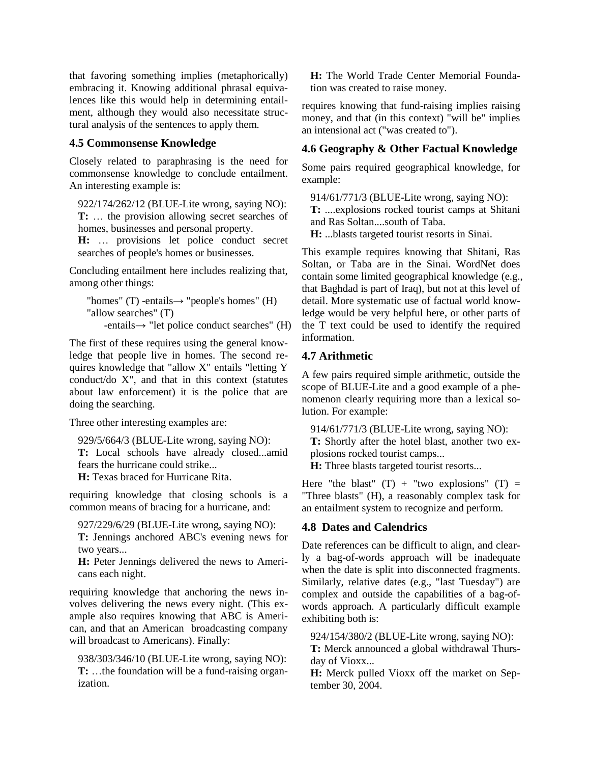that favoring something implies (metaphorically) embracing it. Knowing additional phrasal equivalences like this would help in determining entailment, although they would also necessitate structural analysis of the sentences to apply them.

### 4.5 Commonsense Knowledge

Closely related to paraphrasing is the need for commonsense knowledge to conclude entailment. An interesting example is:

> 922/174/262/12 (BLUE-Lite wrong, saying NO):
> **T:** … the provision allowing secret searches of homes, businesses and personal property.
> **H:** … provisions let police conduct secret searches of people's homes or businesses.

Concluding entailment here includes realizing that, among other things:

> "homes" (T) -entails→ "people's homes" (H)
> "allow searches" (T)
> -entails→ "let police conduct searches" (H)

The first of these requires using the general knowledge that people live in homes. The second requires knowledge that "allow X" entails "letting Y conduct/do X", and that in this context (statutes about law enforcement) it is the police that are doing the searching.

Three other interesting examples are:

> 929/5/664/3 (BLUE-Lite wrong, saying NO):
> **T:** Local schools have already closed...amid fears the hurricane could strike...
> **H:** Texas braced for Hurricane Rita.

requiring knowledge that closing schools is a common means of bracing for a hurricane, and:

> 927/229/6/29 (BLUE-Lite wrong, saying NO):
> **T:** Jennings anchored ABC's evening news for two years...
> **H:** Peter Jennings delivered the news to Americans each night.

requiring knowledge that anchoring the news involves delivering the news every night. (This example also requires knowing that ABC is American, and that an American broadcasting company will broadcast to Americans). Finally:

> 938/303/346/10 (BLUE-Lite wrong, saying NO):
> **T:** …the foundation will be a fund-raising organization.
> **H:** The World Trade Center Memorial Foundation was created to raise money.

requires knowing that fund-raising implies raising money, and that (in this context) "will be" implies an intensional act ("was created to").

### 4.6 Geography & Other Factual Knowledge

Some pairs required geographical knowledge, for example:

> 914/61/771/3 (BLUE-Lite wrong, saying NO):
> **T:** ....explosions rocked tourist camps at Shitani and Ras Soltan....south of Taba.
> **H:** ...blasts targeted tourist resorts in Sinai.

This example requires knowing that Shitani, Ras Soltan, or Taba are in the Sinai. WordNet does contain some limited geographical knowledge (e.g., that Baghdad is part of Iraq), but not at this level of detail. More systematic use of factual world knowledge would be very helpful here, or other parts of the T text could be used to identify the required information.

### 4.7 Arithmetic

A few pairs required simple arithmetic, outside the scope of BLUE-Lite and a good example of a phenomenon clearly requiring more than a lexical solution. For example:

> 914/61/771/3 (BLUE-Lite wrong, saying NO):
> **T:** Shortly after the hotel blast, another two explosions rocked tourist camps...
> **H:** Three blasts targeted tourist resorts...

Here "the blast" (T) + "two explosions" (T) = "Three blasts" (H), a reasonably complex task for an entailment system to recognize and perform.

### 4.8 Dates and Calendrics

Date references can be difficult to align, and clearly a bag-of-words approach will be inadequate when the date is split into disconnected fragments. Similarly, relative dates (e.g., "last Tuesday") are complex and outside the capabilities of a bag-of-words approach. A particularly difficult example exhibiting both is:

> 924/154/380/2 (BLUE-Lite wrong, saying NO):
> **T:** Merck announced a global withdrawal Thursday of Vioxx...
> **H:** Merck pulled Vioxx off the market on September 30, 2004.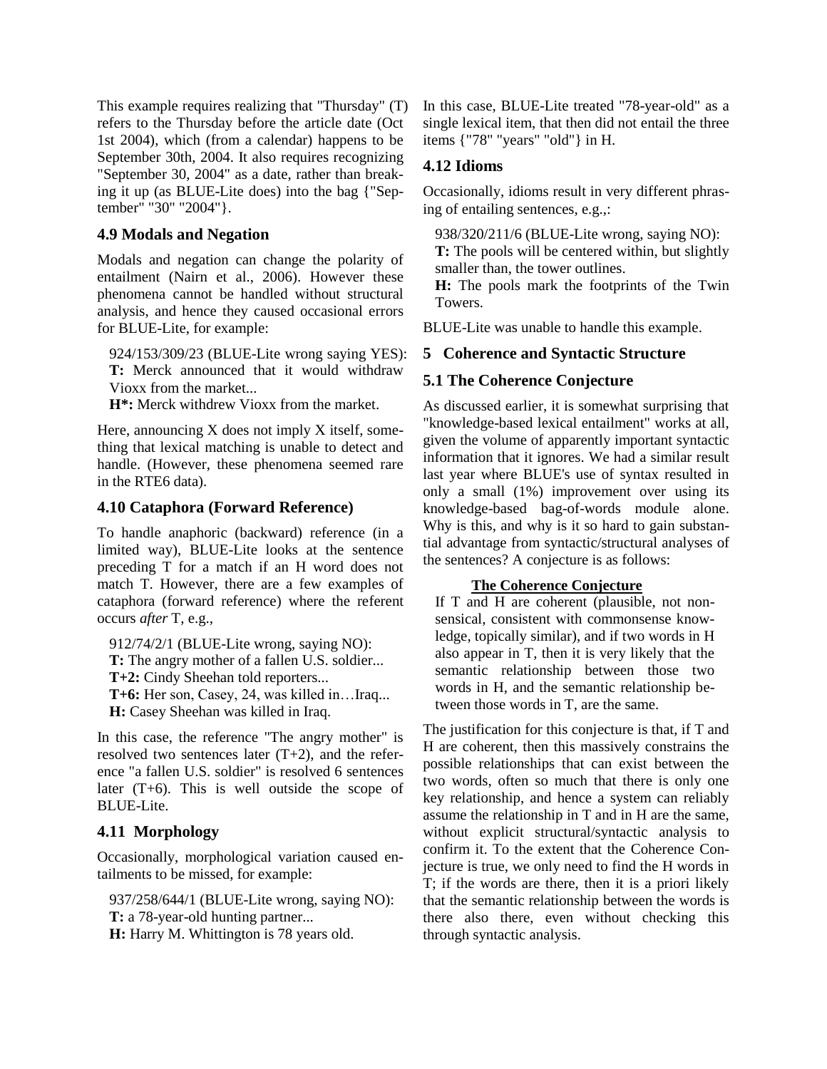This example requires realizing that "Thursday" (T) refers to the Thursday before the article date (Oct 1st 2004), which (from a calendar) happens to be September 30th, 2004. It also requires recognizing "September 30, 2004" as a date, rather than breaking it up (as BLUE-Lite does) into the bag {"September" "30" "2004"}.

### 4.9 Modals and Negation

Modals and negation can change the polarity of entailment (Nairn et al., 2006). However these phenomena cannot be handled without structural analysis, and hence they caused occasional errors for BLUE-Lite, for example:

> 924/153/309/23 (BLUE-Lite wrong saying YES):
> **T:** Merck announced that it would withdraw Vioxx from the market...
> **H*:** Merck withdrew Vioxx from the market.

Here, announcing X does not imply X itself, something that lexical matching is unable to detect and handle. (However, these phenomena seemed rare in the RTE6 data).

### 4.10 Cataphora (Forward Reference)

To handle anaphoric (backward) reference (in a limited way), BLUE-Lite looks at the sentence preceding T for a match if an H word does not match T. However, there are a few examples of cataphora (forward reference) where the referent occurs *after* T, e.g.,

> 912/74/2/1 (BLUE-Lite wrong, saying NO):
> **T:** The angry mother of a fallen U.S. soldier...
> **T+2:** Cindy Sheehan told reporters...
> **T+6:** Her son, Casey, 24, was killed in…Iraq...
> **H:** Casey Sheehan was killed in Iraq.

In this case, the reference "The angry mother" is resolved two sentences later (T+2), and the reference "a fallen U.S. soldier" is resolved 6 sentences later (T+6). This is well outside the scope of BLUE-Lite.

### 4.11 Morphology

Occasionally, morphological variation caused entailments to be missed, for example:

> 937/258/644/1 (BLUE-Lite wrong, saying NO):
> **T:** a 78-year-old hunting partner...
> **H:** Harry M. Whittington is 78 years old.

In this case, BLUE-Lite treated "78-year-old" as a single lexical item, that then did not entail the three items {"78" "years" "old"} in H.

### 4.12 Idioms

Occasionally, idioms result in very different phrasing of entailing sentences, e.g.,:

> 938/320/211/6 (BLUE-Lite wrong, saying NO):
> **T:** The pools will be centered within, but slightly smaller than, the tower outlines.
> **H:** The pools mark the footprints of the Twin Towers.

BLUE-Lite was unable to handle this example.

## 5 Coherence and Syntactic Structure

### 5.1 The Coherence Conjecture

As discussed earlier, it is somewhat surprising that "knowledge-based lexical entailment" works at all, given the volume of apparently important syntactic information that it ignores. We had a similar result last year where BLUE's use of syntax resulted in only a small (1%) improvement over using its knowledge-based bag-of-words module alone. Why is this, and why is it so hard to gain substantial advantage from syntactic/structural analyses of the sentences? A conjecture is as follows:

> **The Coherence Conjecture**
>
> If T and H are coherent (plausible, not nonsensical, consistent with commonsense knowledge, topically similar), and if two words in H also appear in T, then it is very likely that the semantic relationship between those two words in H, and the semantic relationship between those words in T, are the same.

The justification for this conjecture is that, if T and H are coherent, then this massively constrains the possible relationships that can exist between the two words, often so much that there is only one key relationship, and hence a system can reliably assume the relationship in T and in H are the same, without explicit structural/syntactic analysis to confirm it. To the extent that the Coherence Conjecture is true, we only need to find the H words in T; if the words are there, then it is a priori likely that the semantic relationship between the words is there also there, even without checking this through syntactic analysis.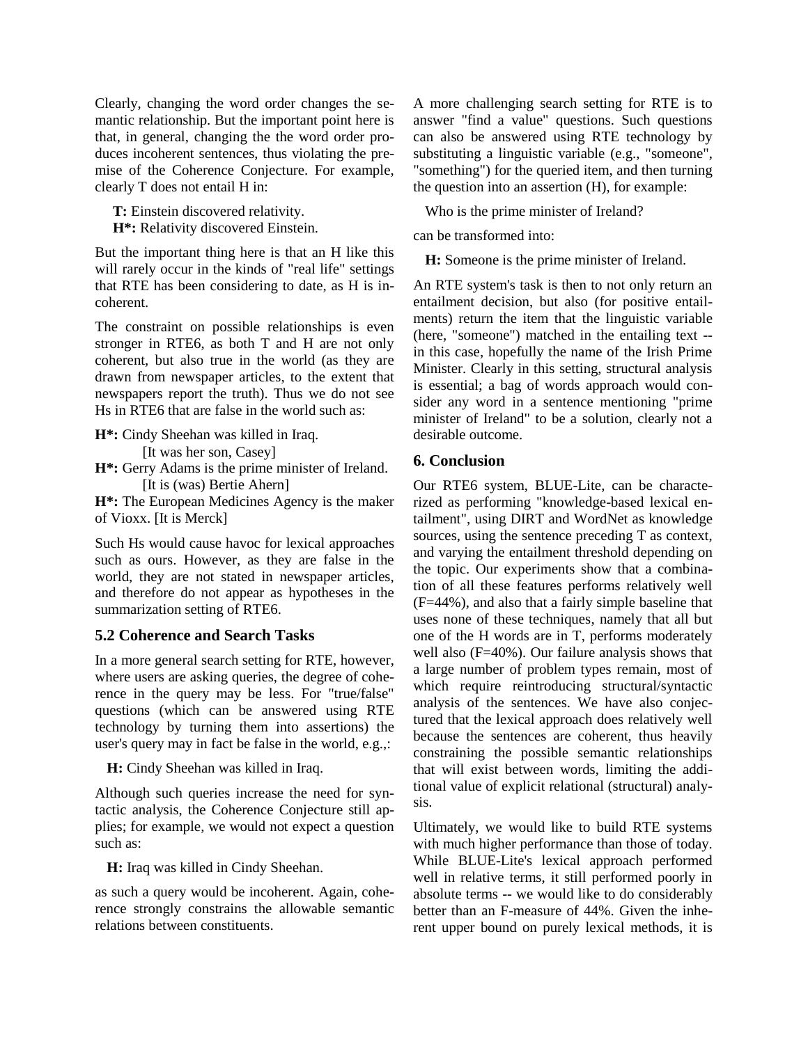Clearly, changing the word order changes the semantic relationship. But the important point here is that, in general, changing the the word order produces incoherent sentences, thus violating the premise of the Coherence Conjecture. For example, clearly T does not entail H in:

**T:** Einstein discovered relativity.
**H*:** Relativity discovered Einstein.

But the important thing here is that an H like this will rarely occur in the kinds of "real life" settings that RTE has been considering to date, as H is incoherent.

The constraint on possible relationships is even stronger in RTE6, as both T and H are not only coherent, but also true in the world (as they are drawn from newspaper articles, to the extent that newspapers report the truth). Thus we do not see Hs in RTE6 that are false in the world such as:

**H*:** Cindy Sheehan was killed in Iraq.
[It was her son, Casey]
**H*:** Gerry Adams is the prime minister of Ireland.
[It is (was) Bertie Ahern]
**H*:** The European Medicines Agency is the maker of Vioxx. [It is Merck]

Such Hs would cause havoc for lexical approaches such as ours. However, as they are false in the world, they are not stated in newspaper articles, and therefore do not appear as hypotheses in the summarization setting of RTE6.

## 5.2 Coherence and Search Tasks

In a more general search setting for RTE, however, where users are asking queries, the degree of coherence in the query may be less. For "true/false" questions (which can be answered using RTE technology by turning them into assertions) the user's query may in fact be false in the world, e.g.,:

**H:** Cindy Sheehan was killed in Iraq.

Although such queries increase the need for syntactic analysis, the Coherence Conjecture still applies; for example, we would not expect a question such as:

**H:** Iraq was killed in Cindy Sheehan.

as such a query would be incoherent. Again, coherence strongly constrains the allowable semantic relations between constituents.

A more challenging search setting for RTE is to answer "find a value" questions. Such questions can also be answered using RTE technology by substituting a linguistic variable (e.g., "someone", "something") for the queried item, and then turning the question into an assertion (H), for example:

Who is the prime minister of Ireland?

can be transformed into:

**H:** Someone is the prime minister of Ireland.

An RTE system's task is then to not only return an entailment decision, but also (for positive entailments) return the item that the linguistic variable (here, "someone") matched in the entailing text -- in this case, hopefully the name of the Irish Prime Minister. Clearly in this setting, structural analysis is essential; a bag of words approach would consider any word in a sentence mentioning "prime minister of Ireland" to be a solution, clearly not a desirable outcome.

## 6. Conclusion

Our RTE6 system, BLUE-Lite, can be characterized as performing "knowledge-based lexical entailment", using DIRT and WordNet as knowledge sources, using the sentence preceding T as context, and varying the entailment threshold depending on the topic. Our experiments show that a combination of all these features performs relatively well (F=44%), and also that a fairly simple baseline that uses none of these techniques, namely that all but one of the H words are in T, performs moderately well also (F=40%). Our failure analysis shows that a large number of problem types remain, most of which require reintroducing structural/syntactic analysis of the sentences. We have also conjectured that the lexical approach does relatively well because the sentences are coherent, thus heavily constraining the possible semantic relationships that will exist between words, limiting the additional value of explicit relational (structural) analysis.

Ultimately, we would like to build RTE systems with much higher performance than those of today. While BLUE-Lite's lexical approach performed well in relative terms, it still performed poorly in absolute terms -- we would like to do considerably better than an F-measure of 44%. Given the inherent upper bound on purely lexical methods, it is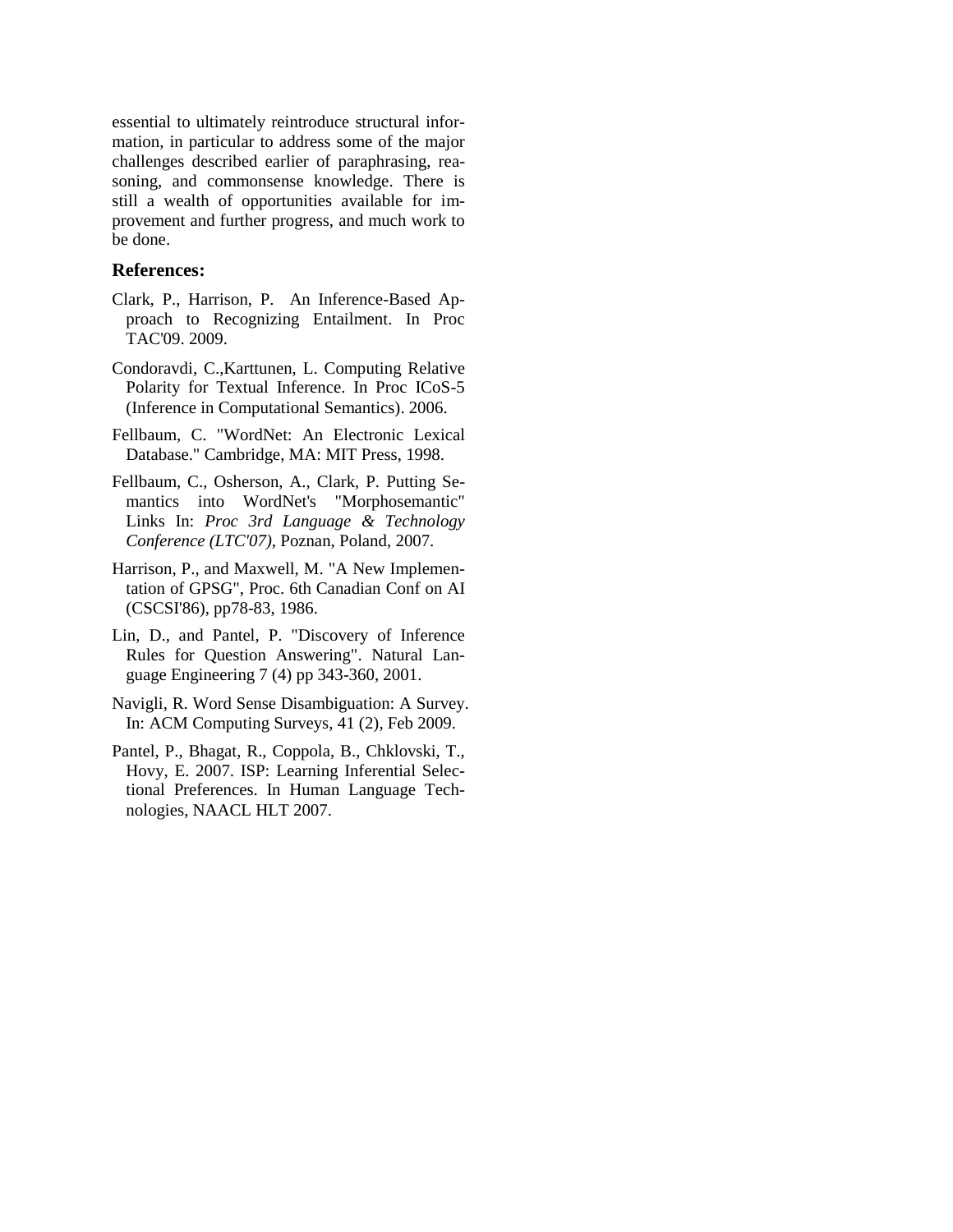essential to ultimately reintroduce structural information, in particular to address some of the major challenges described earlier of paraphrasing, reasoning, and commonsense knowledge. There is still a wealth of opportunities available for improvement and further progress, and much work to be done.

## References:

Clark, P., Harrison, P. An Inference-Based Approach to Recognizing Entailment. In Proc TAC'09. 2009.

Condoravdi, C.,Karttunen, L. Computing Relative Polarity for Textual Inference. In Proc ICoS-5 (Inference in Computational Semantics). 2006.

Fellbaum, C. "WordNet: An Electronic Lexical Database." Cambridge, MA: MIT Press, 1998.

Fellbaum, C., Osherson, A., Clark, P. Putting Semantics into WordNet's "Morphosemantic" Links In: *Proc 3rd Language & Technology Conference (LTC'07)*, Poznan, Poland, 2007.

Harrison, P., and Maxwell, M. "A New Implementation of GPSG", Proc. 6th Canadian Conf on AI (CSCSI'86), pp78-83, 1986.

Lin, D., and Pantel, P. "Discovery of Inference Rules for Question Answering". Natural Language Engineering 7 (4) pp 343-360, 2001.

Navigli, R. Word Sense Disambiguation: A Survey. In: ACM Computing Surveys, 41 (2), Feb 2009.

Pantel, P., Bhagat, R., Coppola, B., Chklovski, T., Hovy, E. 2007. ISP: Learning Inferential Selectional Preferences. In Human Language Technologies, NAACL HLT 2007.